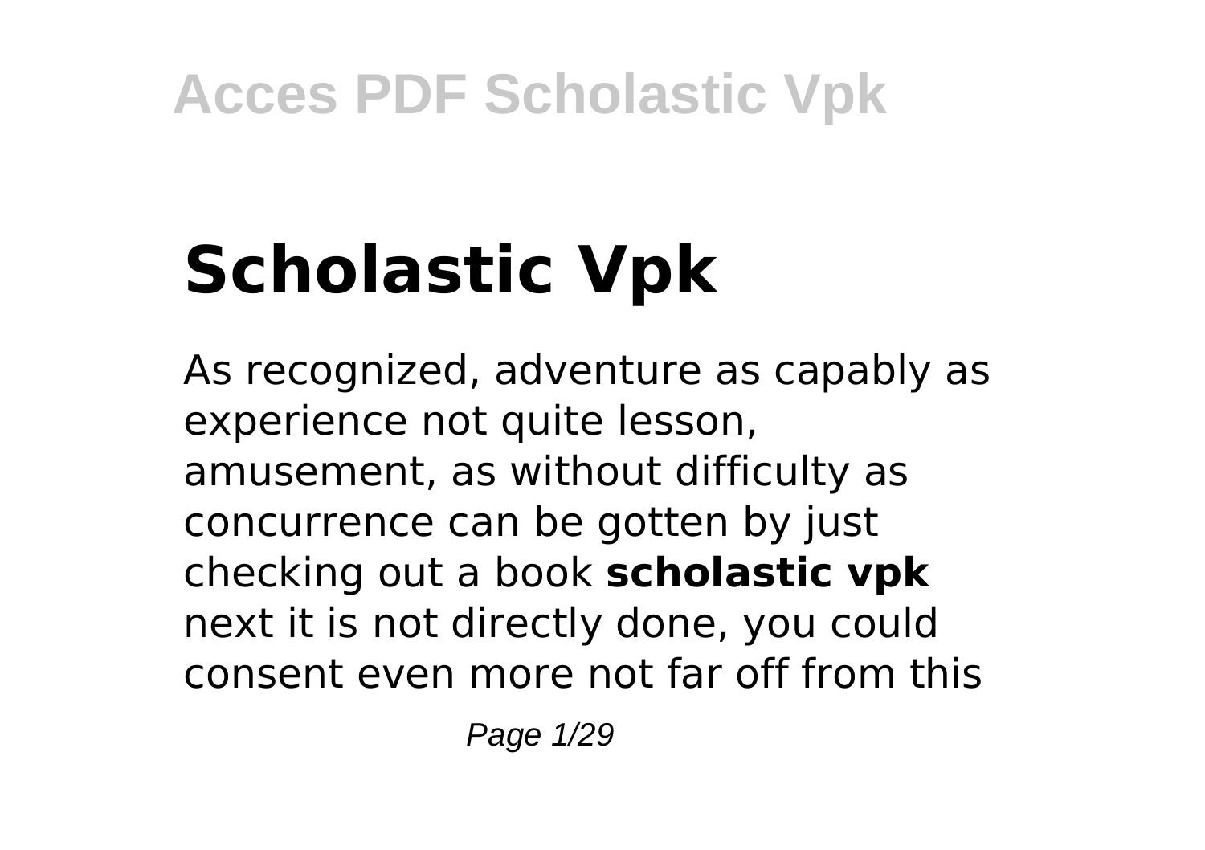# Scholastic Vpk

As recognized, adventure as capably as experience not quite lesson, amusement, as without difficulty as concurrence can be gotten by just checking out a book **scholastic vpk** next it is not directly done, you could consent even more not far off from this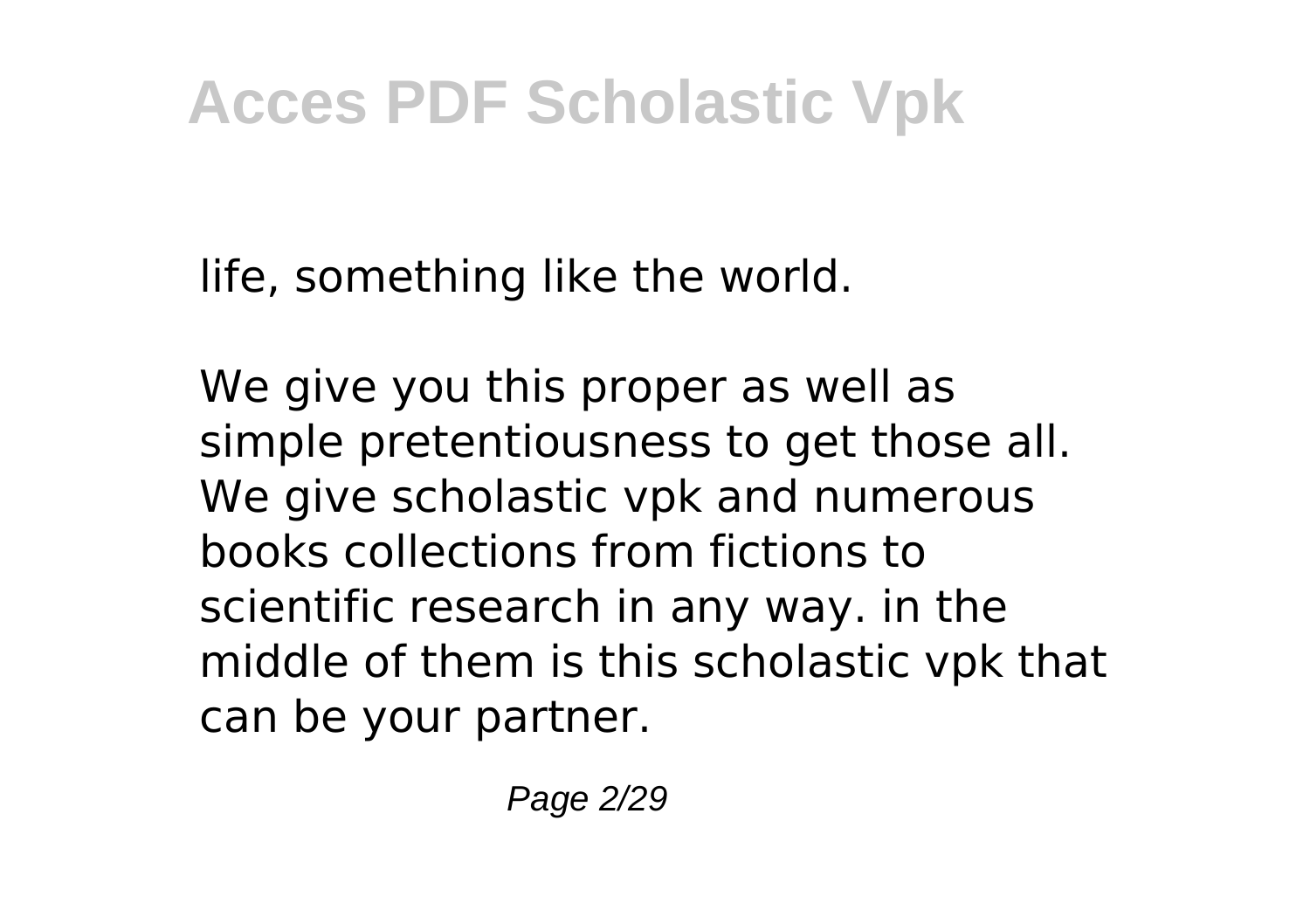life, something like the world.

We give you this proper as well as simple pretentiousness to get those all. We give scholastic vpk and numerous books collections from fictions to scientific research in any way. in the middle of them is this scholastic vpk that can be your partner.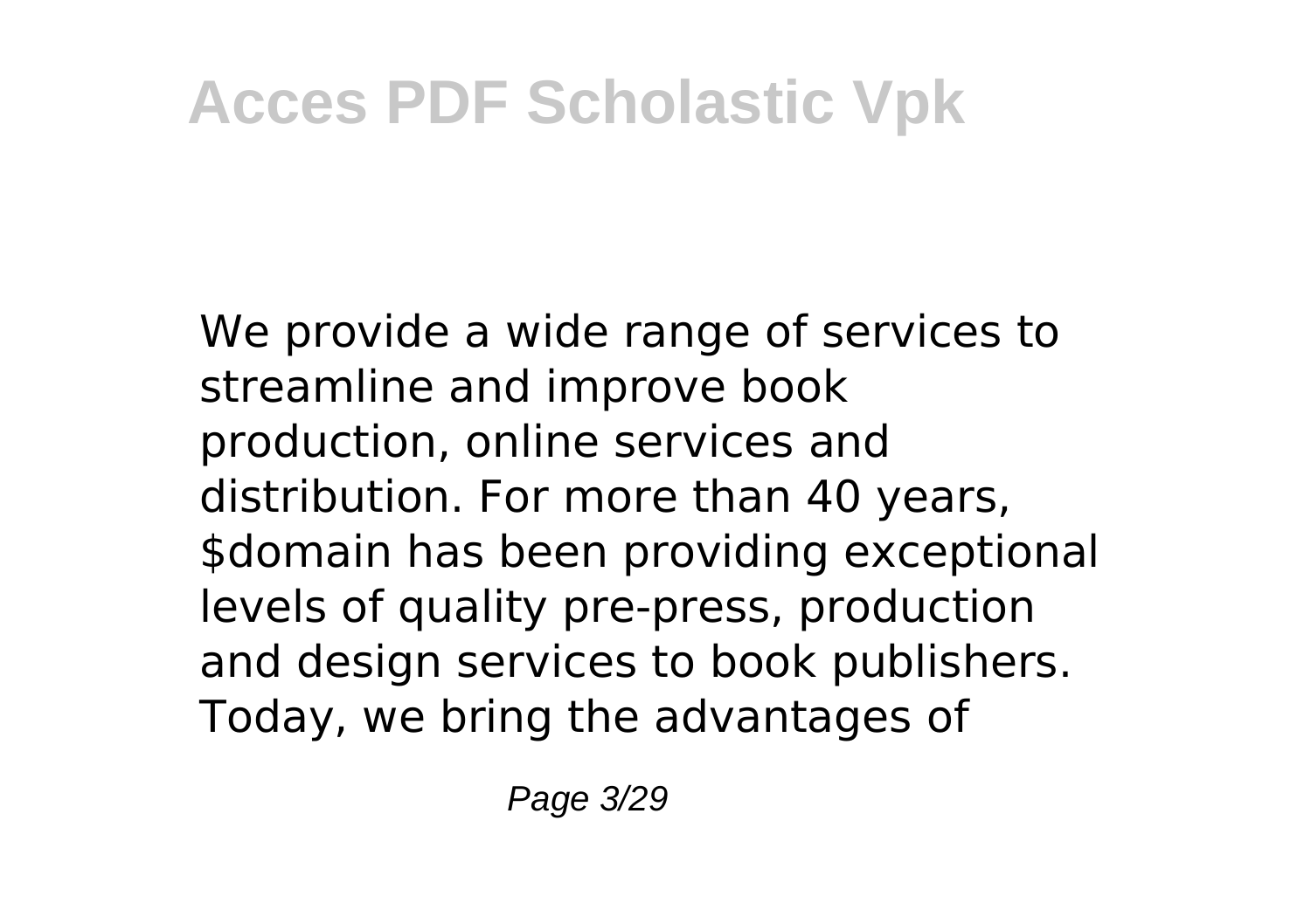We provide a wide range of services to streamline and improve book production, online services and distribution. For more than 40 years, $domain has been providing exceptional levels of quality pre-press, production and design services to book publishers. Today, we bring the advantages of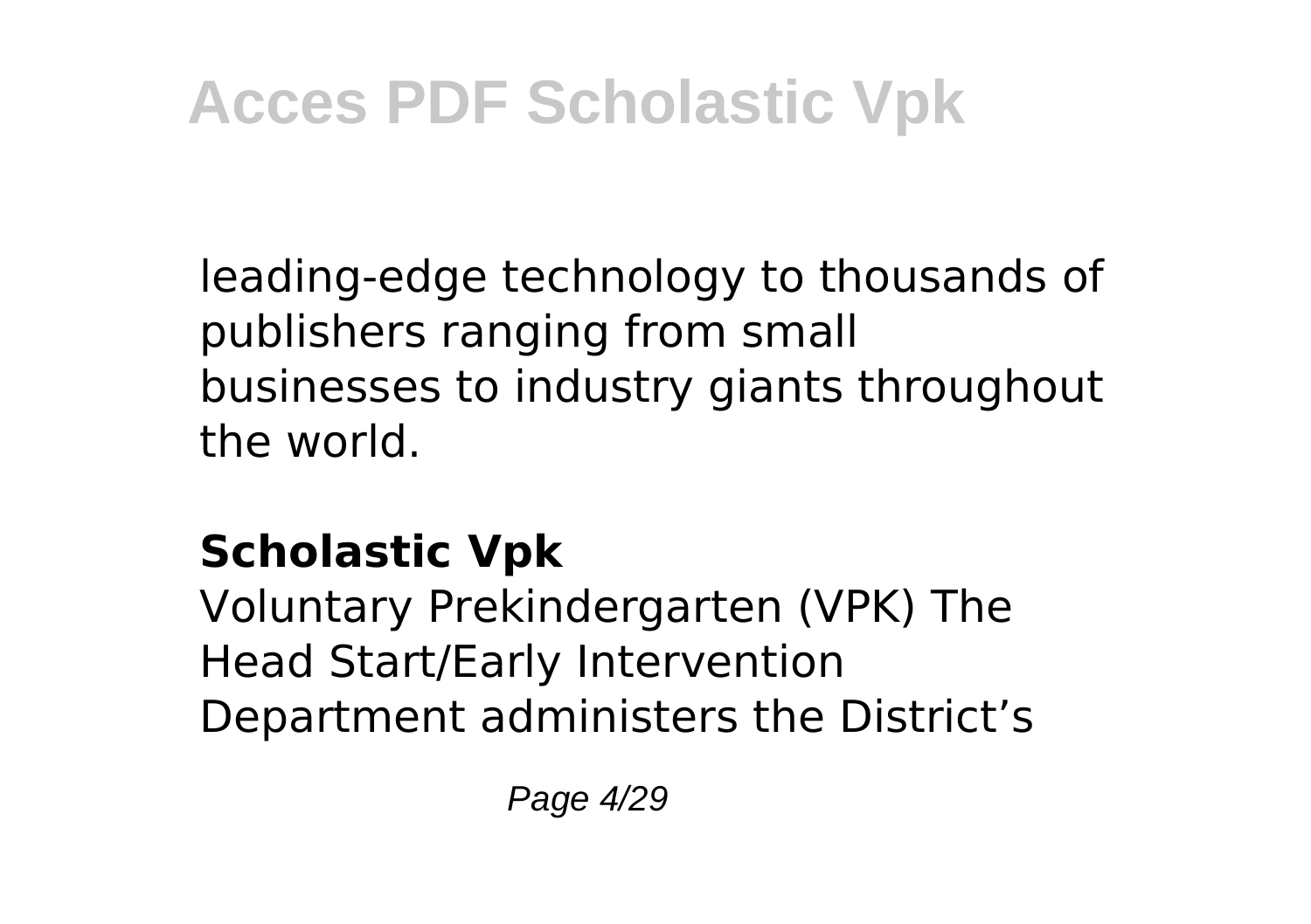leading-edge technology to thousands of publishers ranging from small businesses to industry giants throughout the world.

## Scholastic Vpk

Voluntary Prekindergarten (VPK) The Head Start/Early Intervention Department administers the District's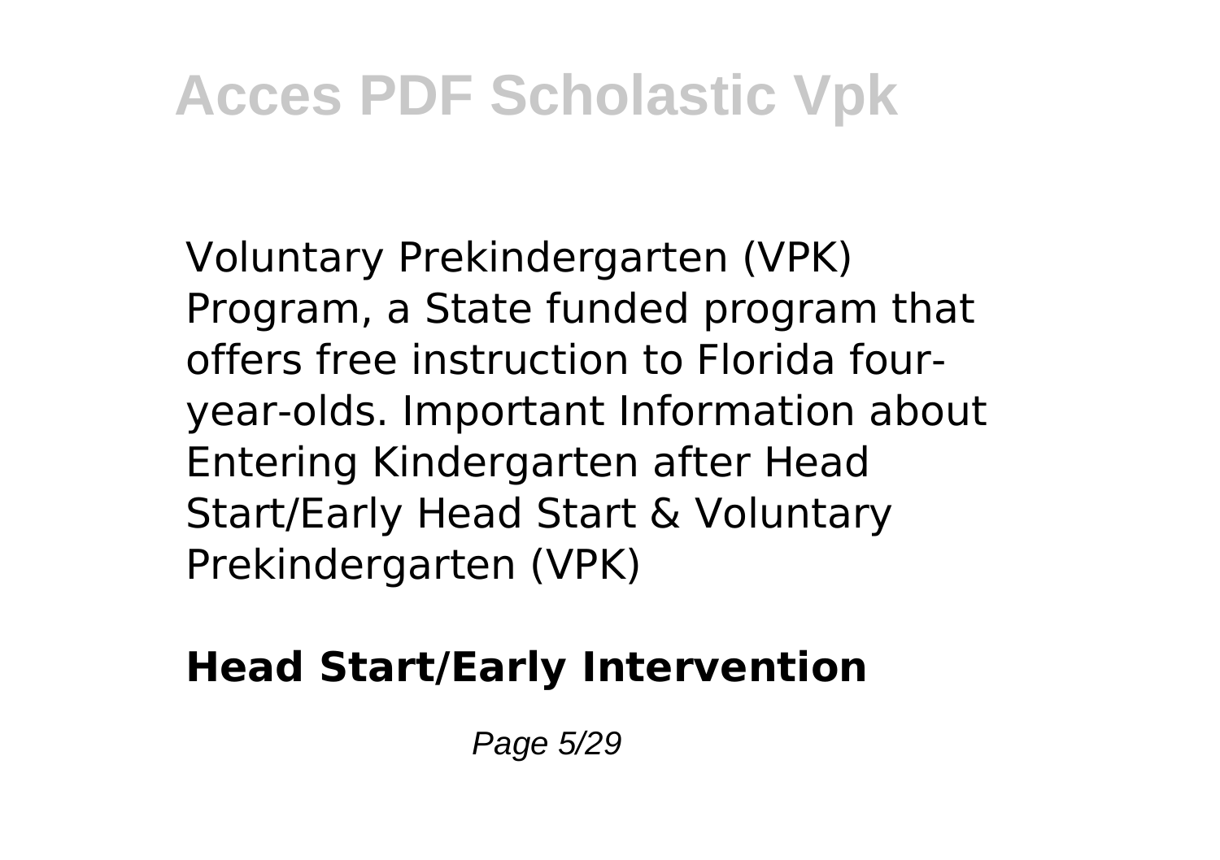Voluntary Prekindergarten (VPK) Program, a State funded program that offers free instruction to Florida four-year-olds. Important Information about Entering Kindergarten after Head Start/Early Head Start & Voluntary Prekindergarten (VPK)

**Head Start/Early Intervention**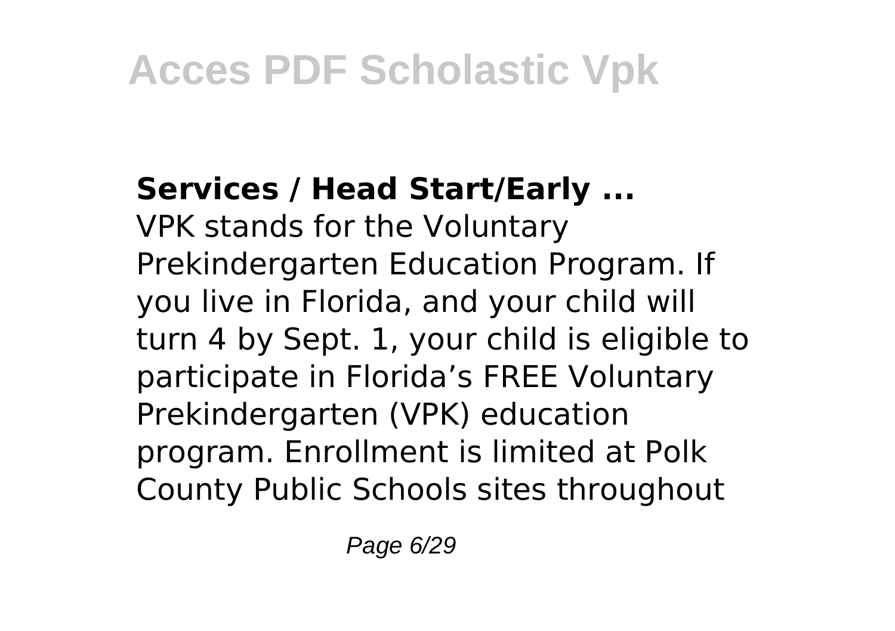**Services / Head Start/Early ...**

VPK stands for the Voluntary Prekindergarten Education Program. If you live in Florida, and your child will turn 4 by Sept. 1, your child is eligible to participate in Florida's FREE Voluntary Prekindergarten (VPK) education program. Enrollment is limited at Polk County Public Schools sites throughout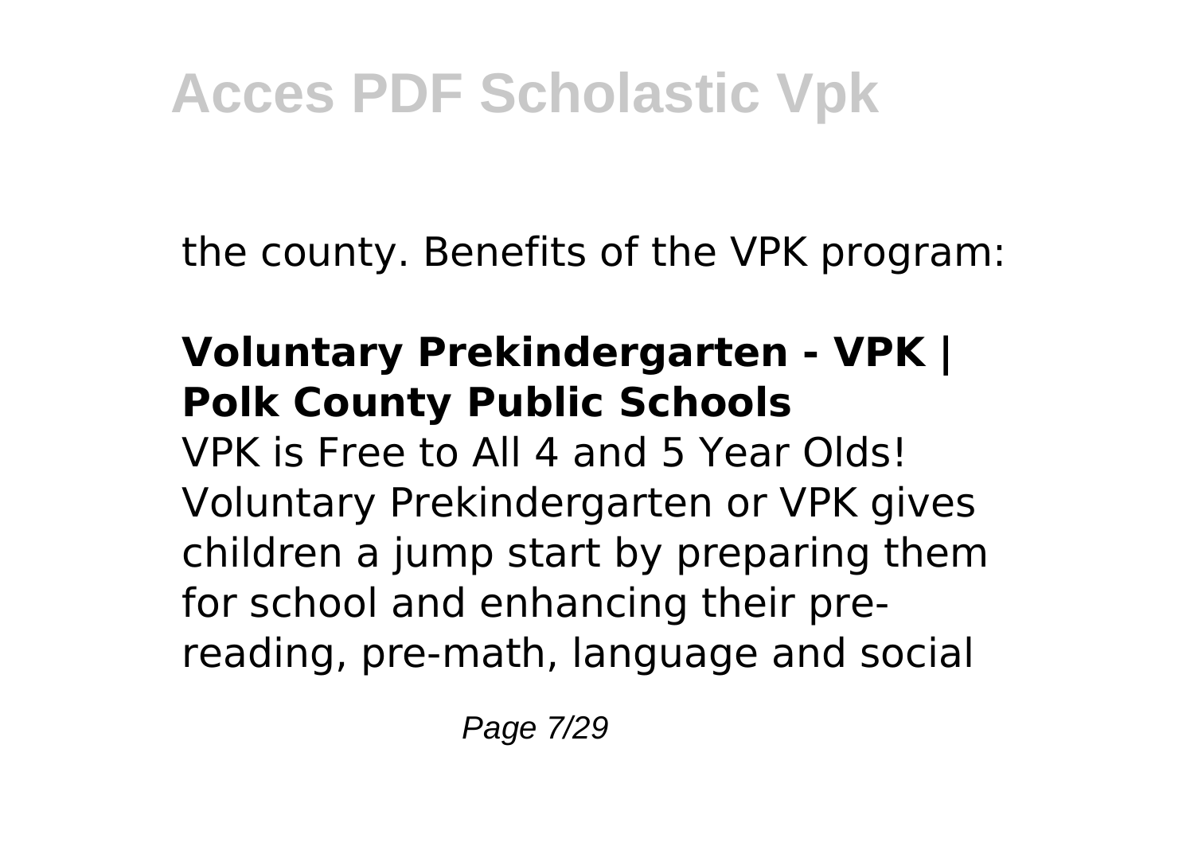the county. Benefits of the VPK program:

### Voluntary Prekindergarten - VPK | Polk County Public Schools

VPK is Free to All 4 and 5 Year Olds! Voluntary Prekindergarten or VPK gives children a jump start by preparing them for school and enhancing their pre-reading, pre-math, language and social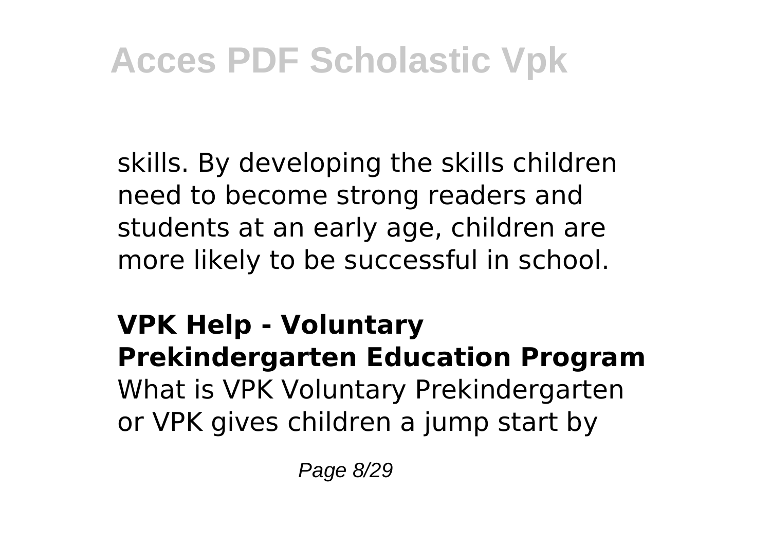skills. By developing the skills children need to become strong readers and students at an early age, children are more likely to be successful in school.

**VPK Help - Voluntary Prekindergarten Education Program**

What is VPK Voluntary Prekindergarten or VPK gives children a jump start by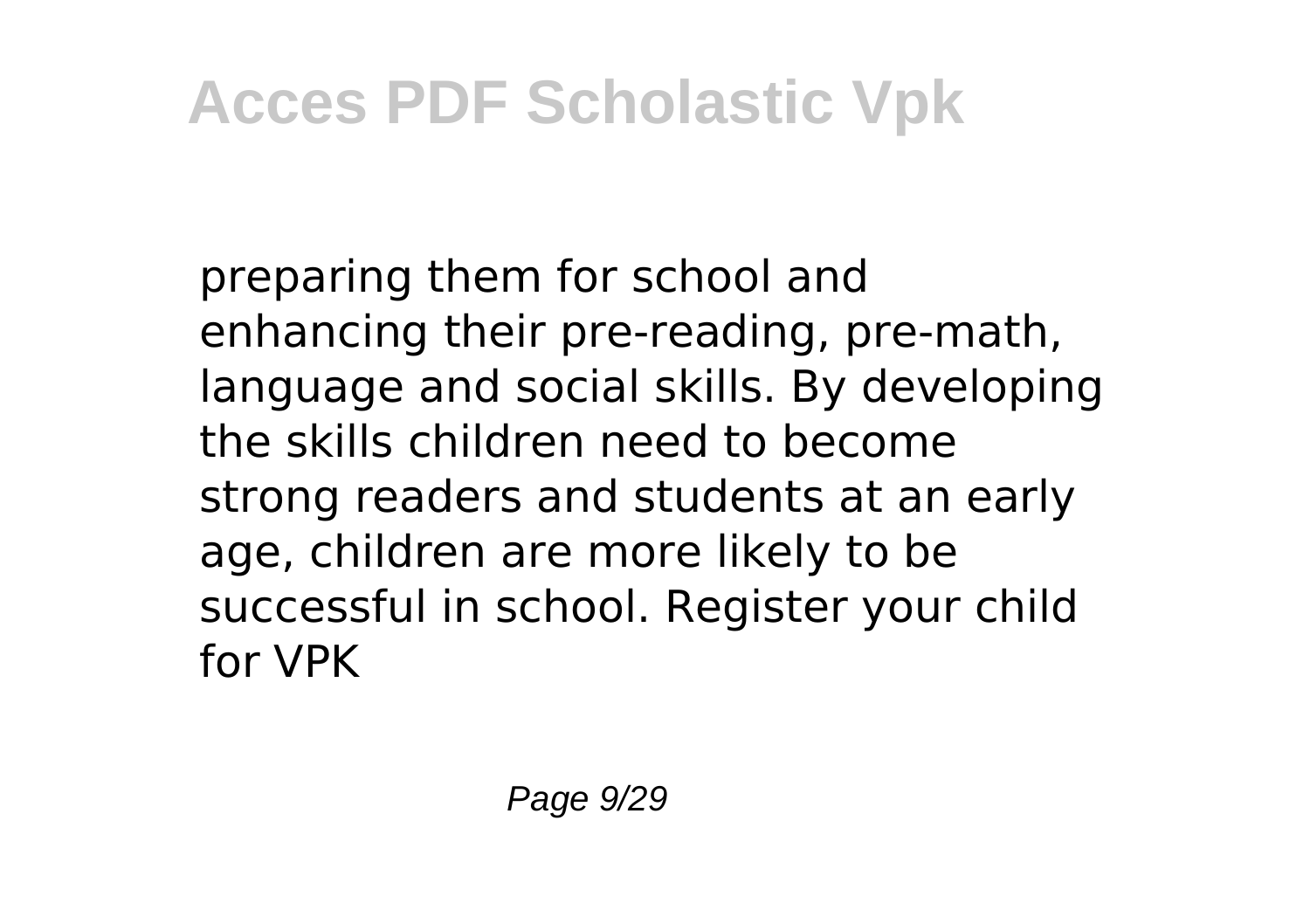preparing them for school and enhancing their pre-reading, pre-math, language and social skills. By developing the skills children need to become strong readers and students at an early age, children are more likely to be successful in school. Register your child for VPK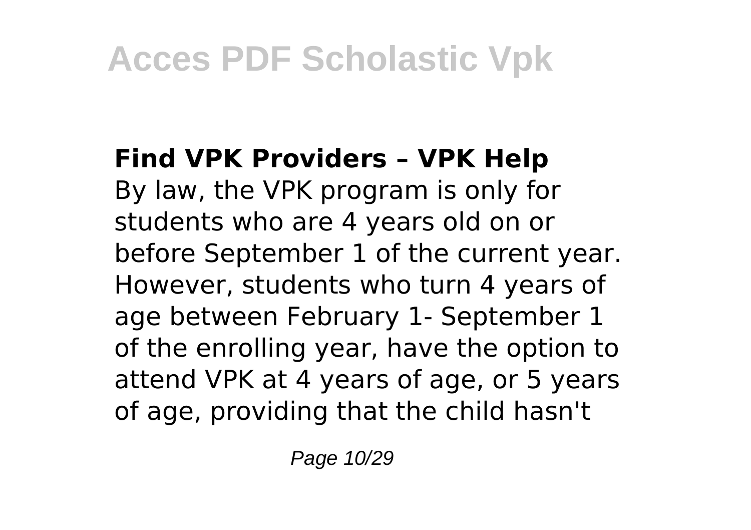**Find VPK Providers – VPK Help**

By law, the VPK program is only for students who are 4 years old on or before September 1 of the current year. However, students who turn 4 years of age between February 1- September 1 of the enrolling year, have the option to attend VPK at 4 years of age, or 5 years of age, providing that the child hasn't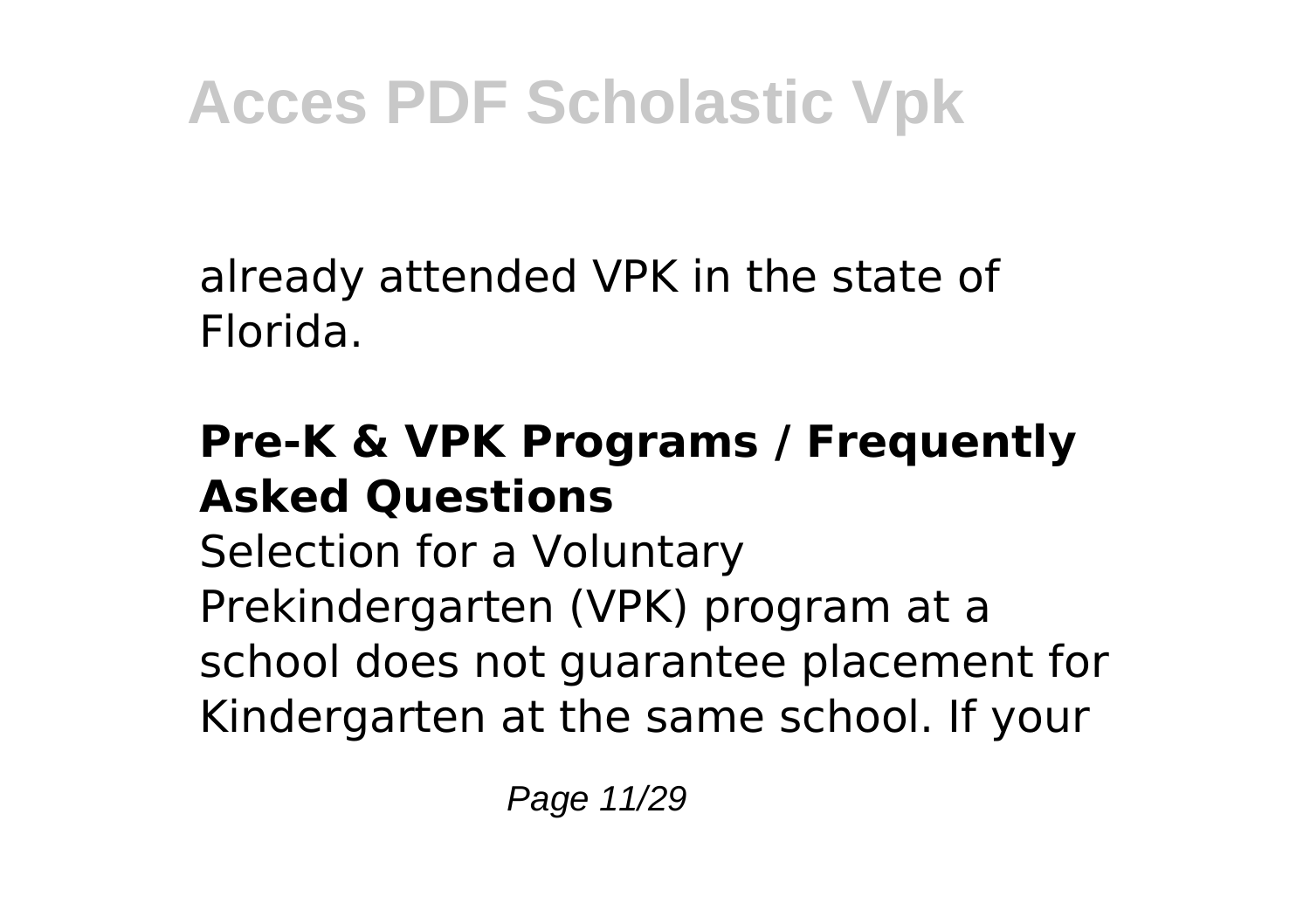already attended VPK in the state of Florida.

### Pre-K & VPK Programs / Frequently Asked Questions

Selection for a Voluntary Prekindergarten (VPK) program at a school does not guarantee placement for Kindergarten at the same school. If your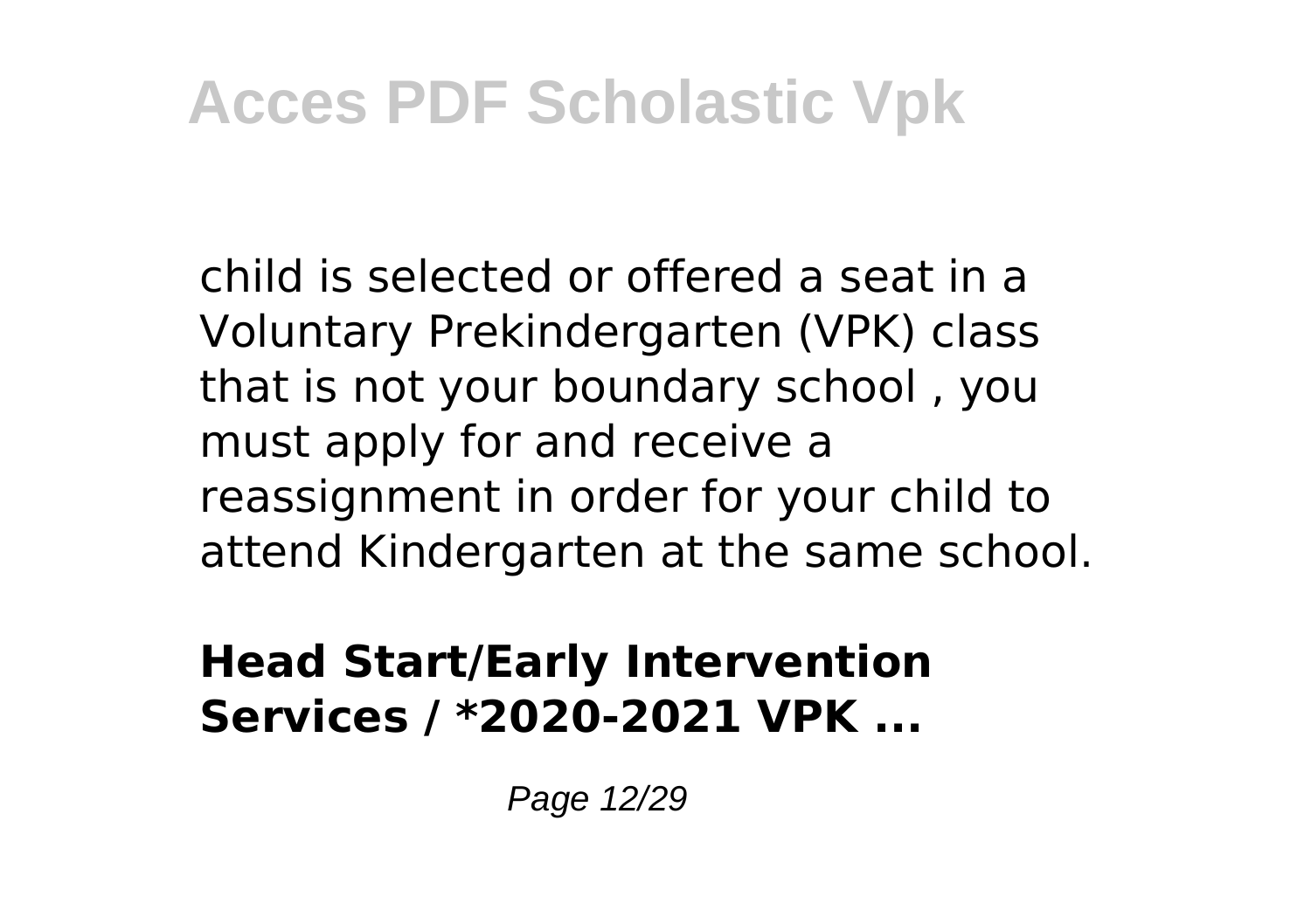child is selected or offered a seat in a Voluntary Prekindergarten (VPK) class that is not your boundary school , you must apply for and receive a reassignment in order for your child to attend Kindergarten at the same school.

**Head Start/Early Intervention Services / *2020-2021 VPK ...**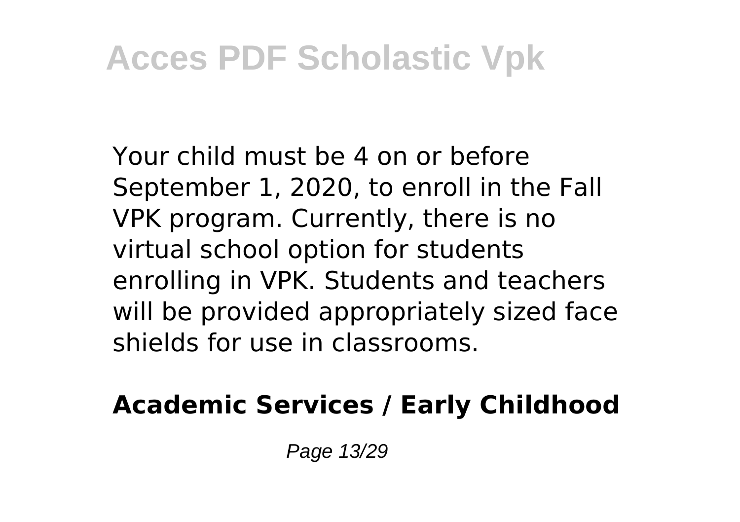Your child must be 4 on or before September 1, 2020, to enroll in the Fall VPK program. Currently, there is no virtual school option for students enrolling in VPK. Students and teachers will be provided appropriately sized face shields for use in classrooms.

**Academic Services / Early Childhood**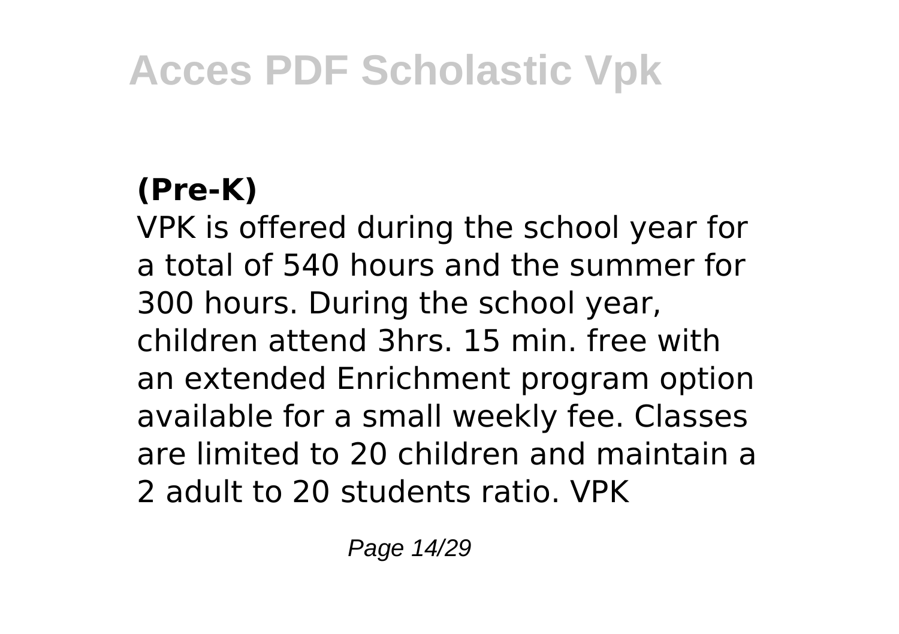### (Pre-K)

VPK is offered during the school year for a total of 540 hours and the summer for 300 hours. During the school year, children attend 3hrs. 15 min. free with an extended Enrichment program option available for a small weekly fee. Classes are limited to 20 children and maintain a 2 adult to 20 students ratio. VPK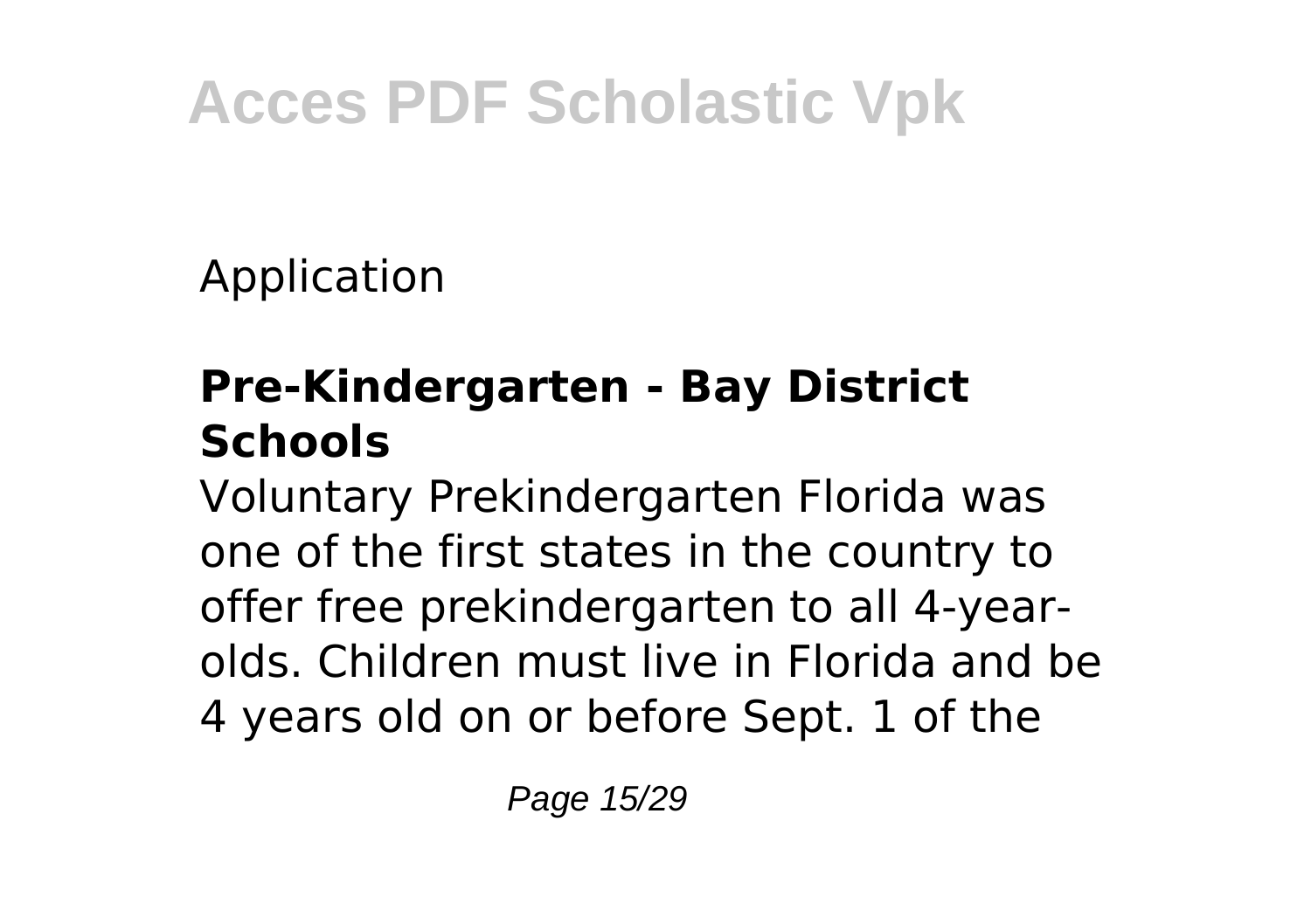Application

**Pre-Kindergarten - Bay District Schools**

Voluntary Prekindergarten Florida was one of the first states in the country to offer free prekindergarten to all 4-year-olds. Children must live in Florida and be 4 years old on or before Sept. 1 of the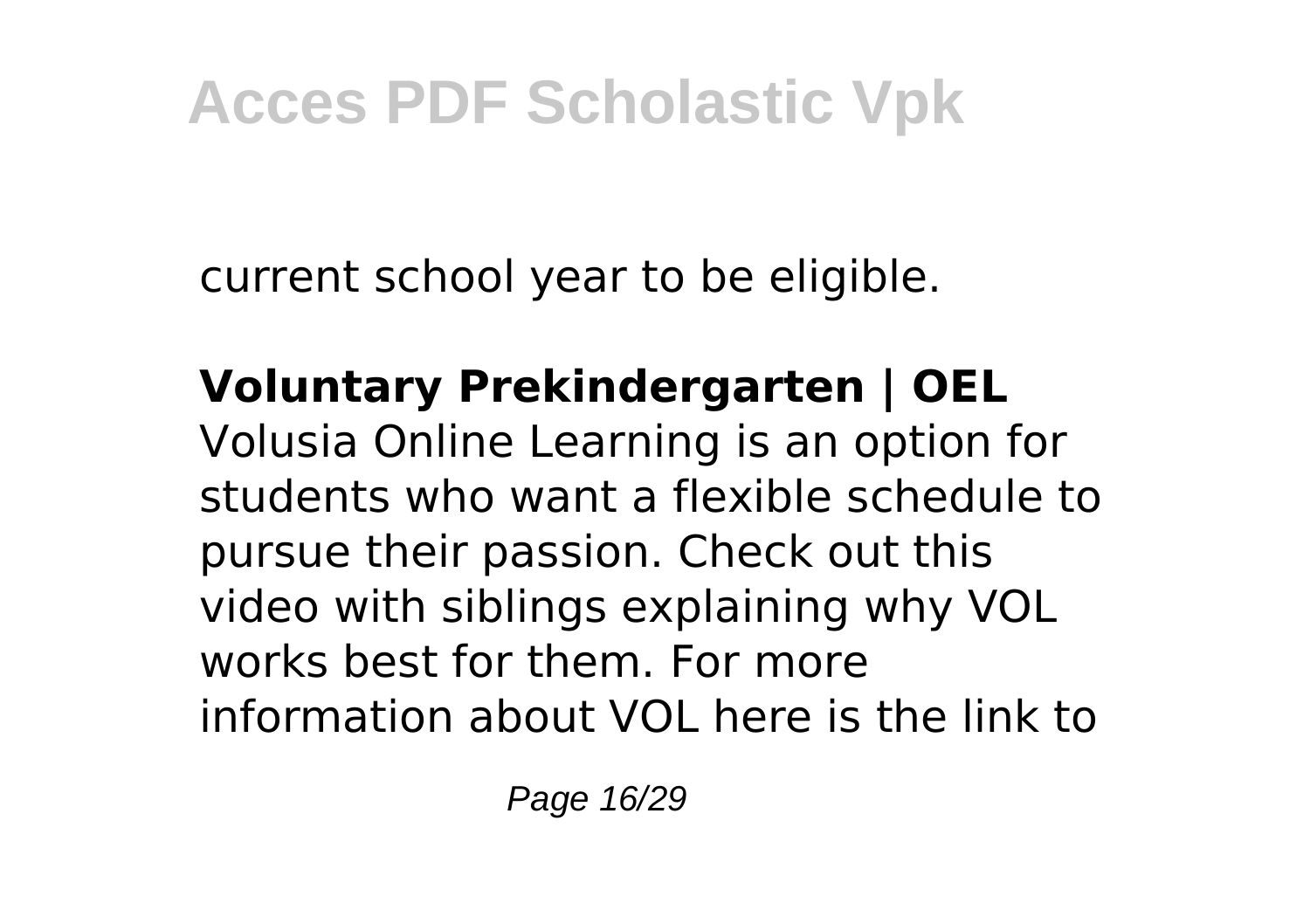current school year to be eligible.

**Voluntary Prekindergarten | OEL**
Volusia Online Learning is an option for students who want a flexible schedule to pursue their passion. Check out this video with siblings explaining why VOL works best for them. For more information about VOL here is the link to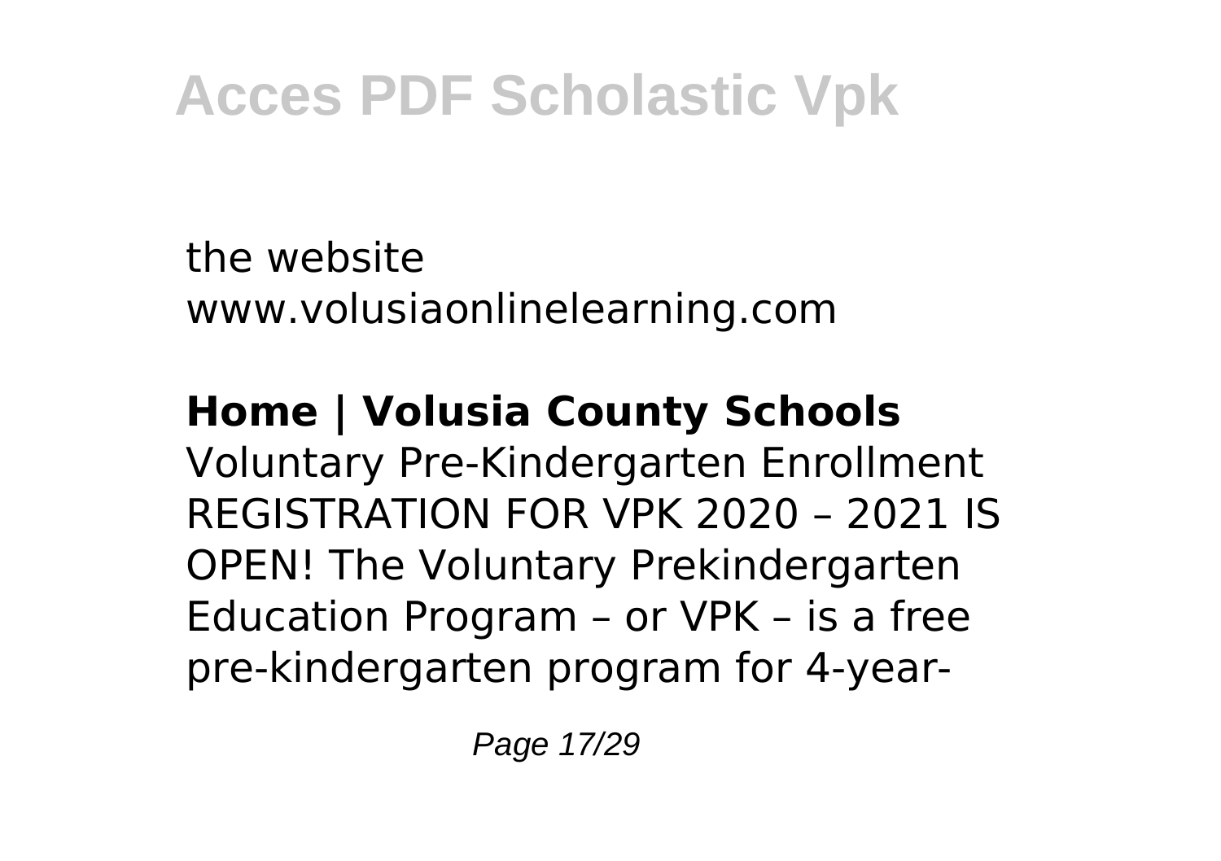the website www.volusiaonlinelearning.com

**Home | Volusia County Schools**
Voluntary Pre-Kindergarten Enrollment REGISTRATION FOR VPK 2020 – 2021 IS OPEN! The Voluntary Prekindergarten Education Program – or VPK – is a free pre-kindergarten program for 4-year-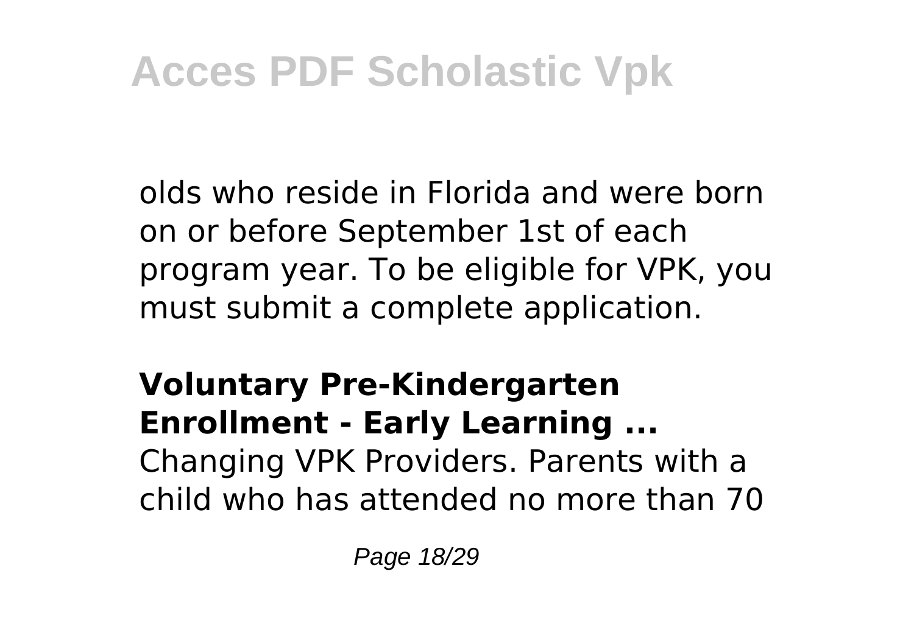olds who reside in Florida and were born on or before September 1st of each program year. To be eligible for VPK, you must submit a complete application.

**Voluntary Pre-Kindergarten Enrollment - Early Learning ...**

Changing VPK Providers. Parents with a child who has attended no more than 70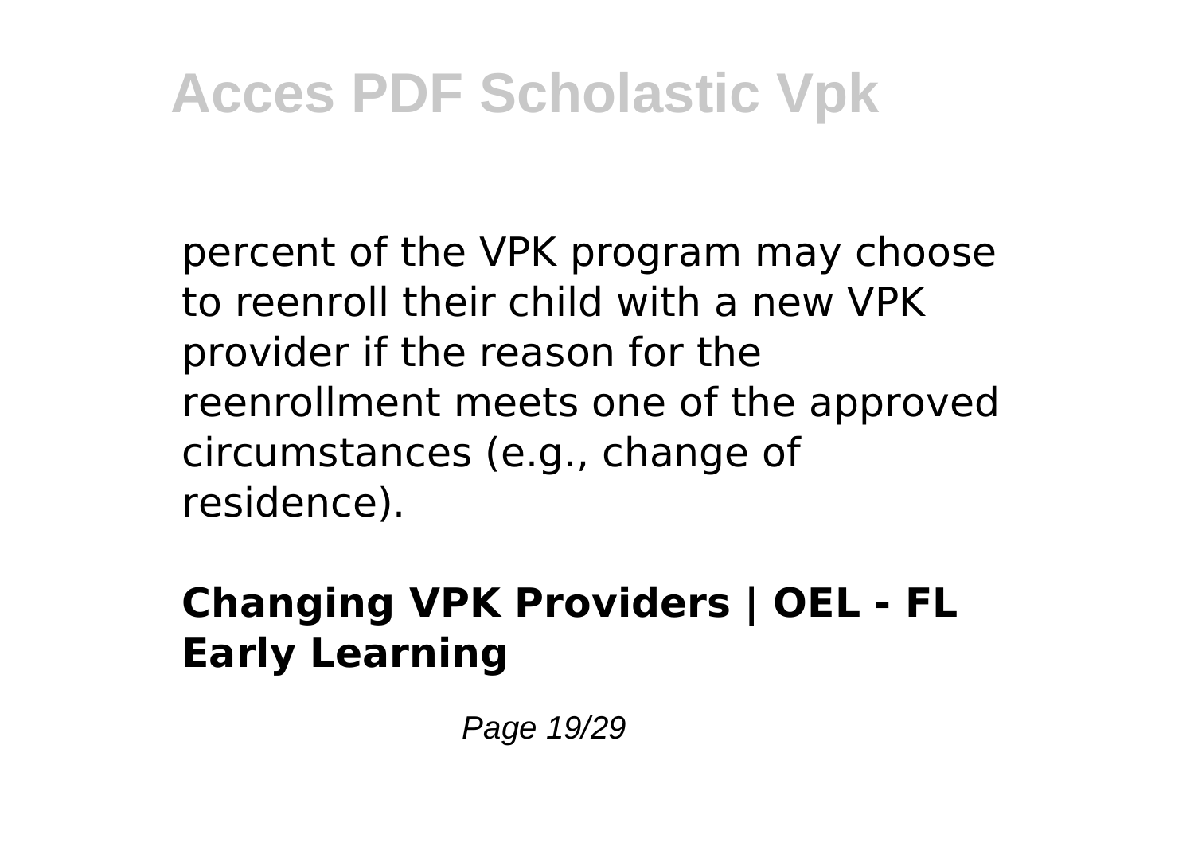percent of the VPK program may choose to reenroll their child with a new VPK provider if the reason for the reenrollment meets one of the approved circumstances (e.g., change of residence).

## Changing VPK Providers | OEL - FL Early Learning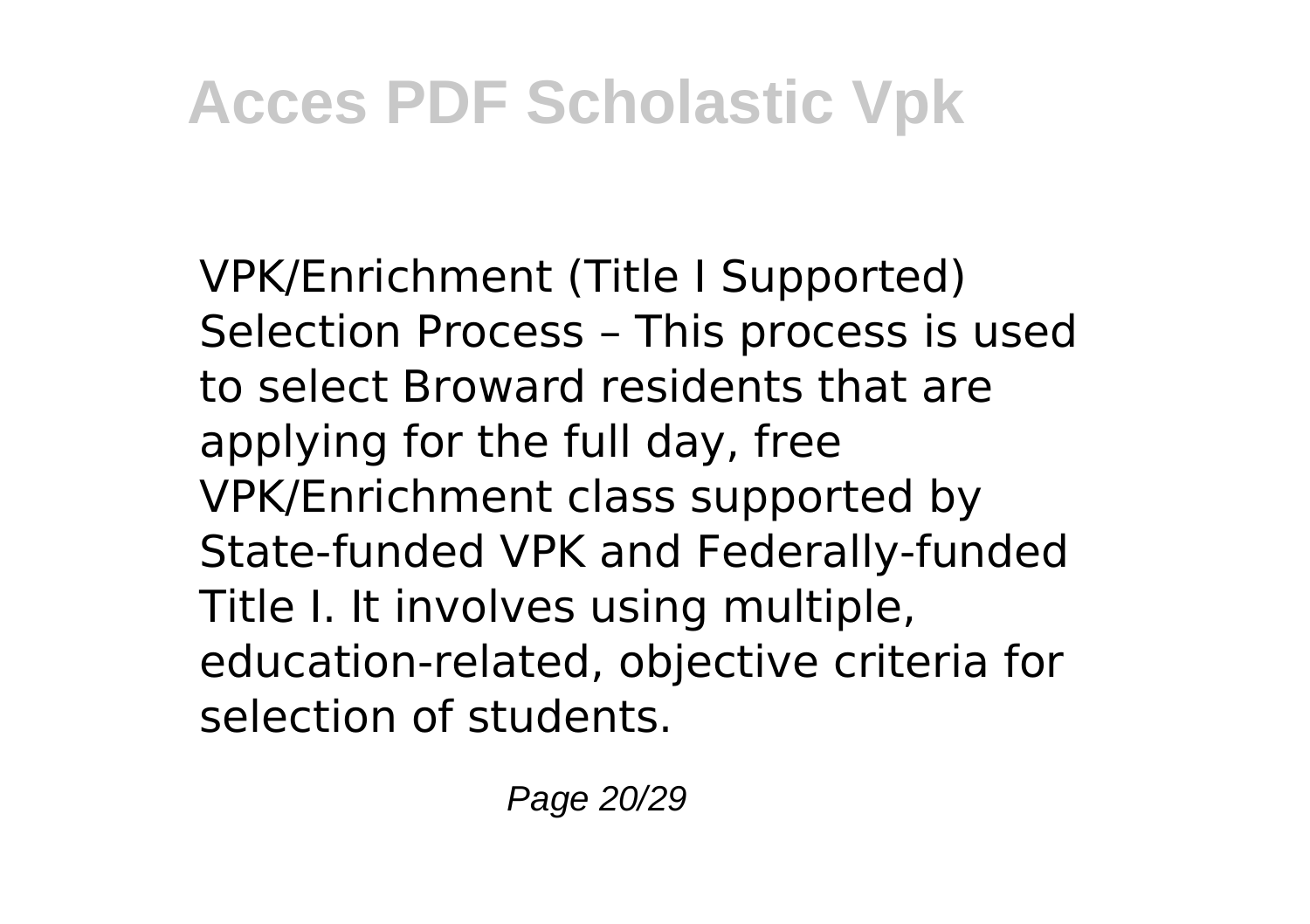VPK/Enrichment (Title I Supported) Selection Process – This process is used to select Broward residents that are applying for the full day, free VPK/Enrichment class supported by State-funded VPK and Federally-funded Title I. It involves using multiple, education-related, objective criteria for selection of students.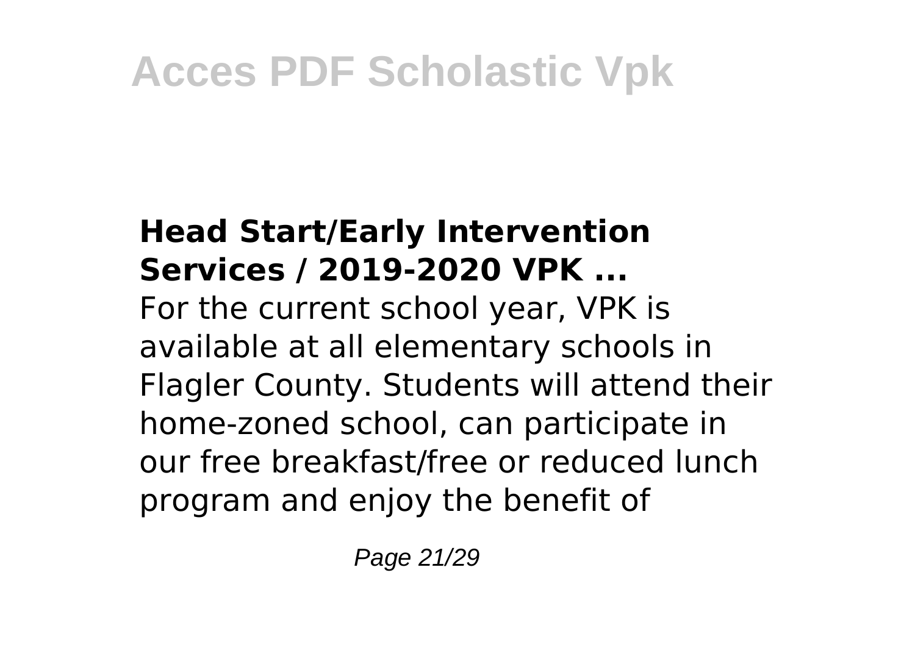### Head Start/Early Intervention Services / 2019-2020 VPK ...

For the current school year, VPK is available at all elementary schools in Flagler County. Students will attend their home-zoned school, can participate in our free breakfast/free or reduced lunch program and enjoy the benefit of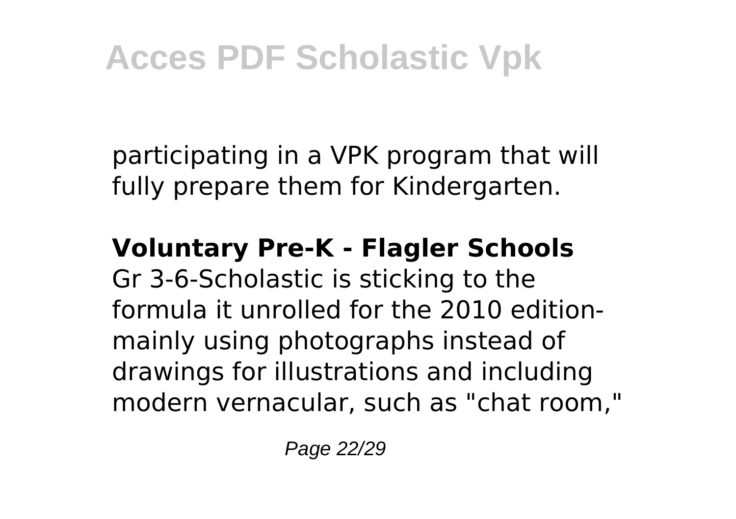participating in a VPK program that will fully prepare them for Kindergarten.

**Voluntary Pre-K - Flagler Schools**

Gr 3-6-Scholastic is sticking to the formula it unrolled for the 2010 edition-mainly using photographs instead of drawings for illustrations and including modern vernacular, such as "chat room,"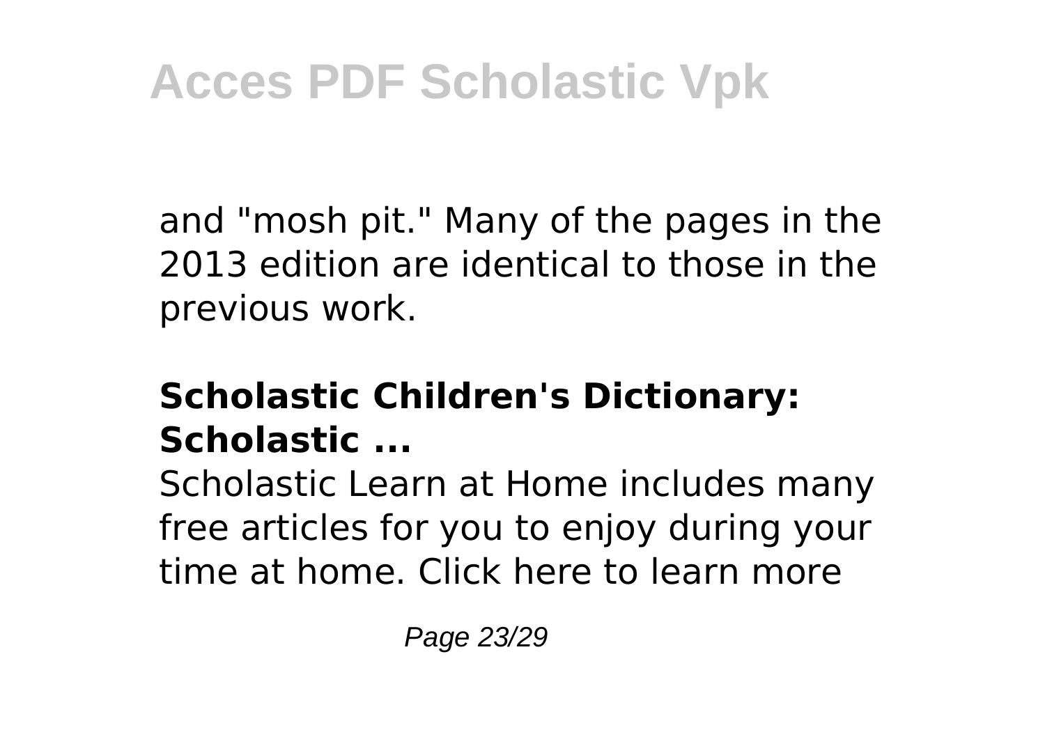and "mosh pit." Many of the pages in the 2013 edition are identical to those in the previous work.

## Scholastic Children's Dictionary: Scholastic ...

Scholastic Learn at Home includes many free articles for you to enjoy during your time at home. Click here to learn more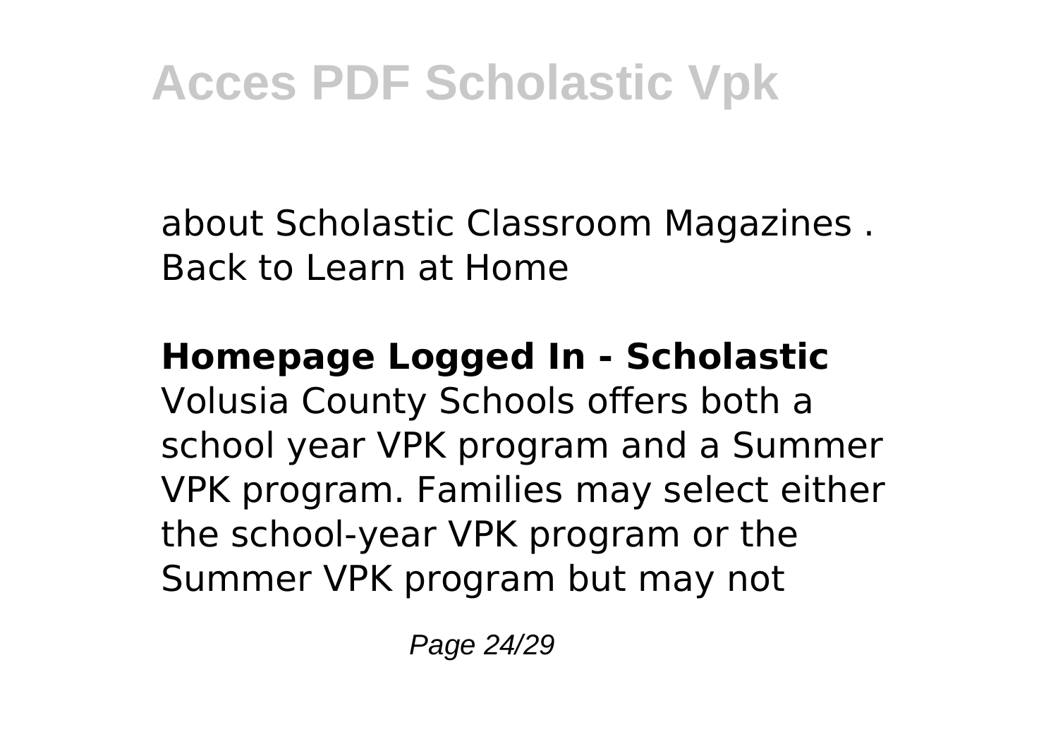about Scholastic Classroom Magazines . Back to Learn at Home

**Homepage Logged In - Scholastic**
Volusia County Schools offers both a school year VPK program and a Summer VPK program. Families may select either the school-year VPK program or the Summer VPK program but may not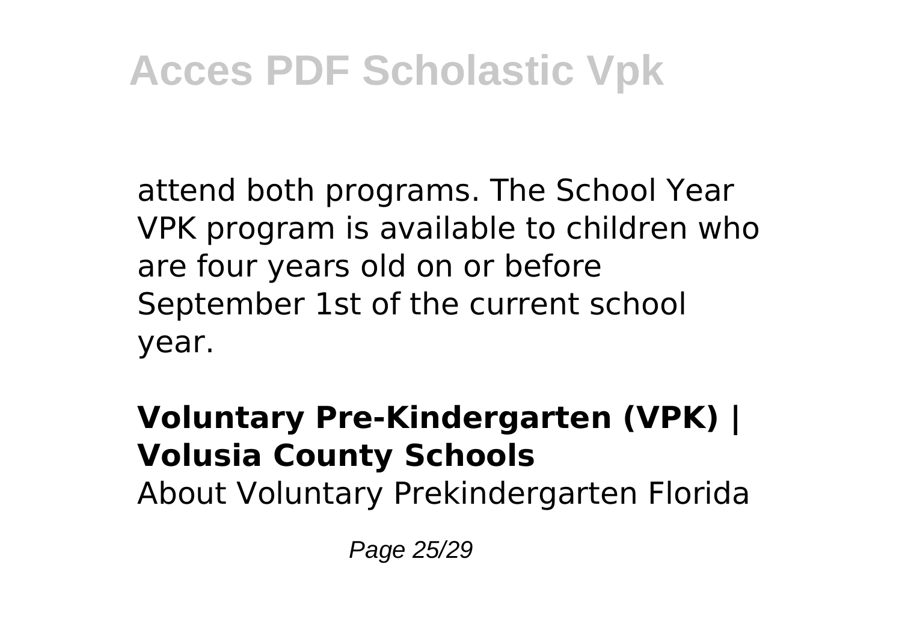attend both programs. The School Year VPK program is available to children who are four years old on or before September 1st of the current school year.

**Voluntary Pre-Kindergarten (VPK) | Volusia County Schools**

About Voluntary Prekindergarten Florida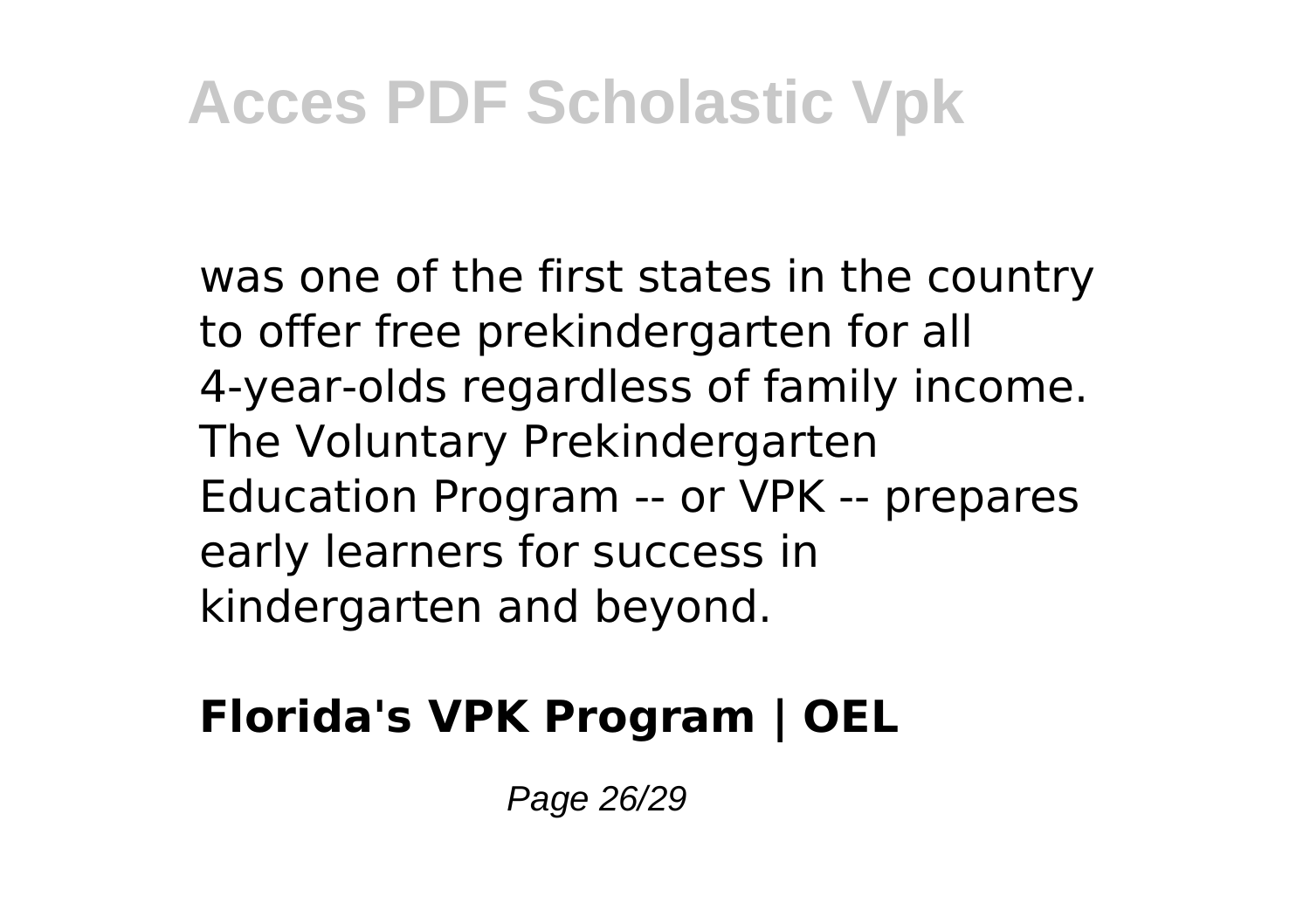was one of the first states in the country to offer free prekindergarten for all 4-year-olds regardless of family income. The Voluntary Prekindergarten Education Program -- or VPK -- prepares early learners for success in kindergarten and beyond.

**Florida's VPK Program | OEL**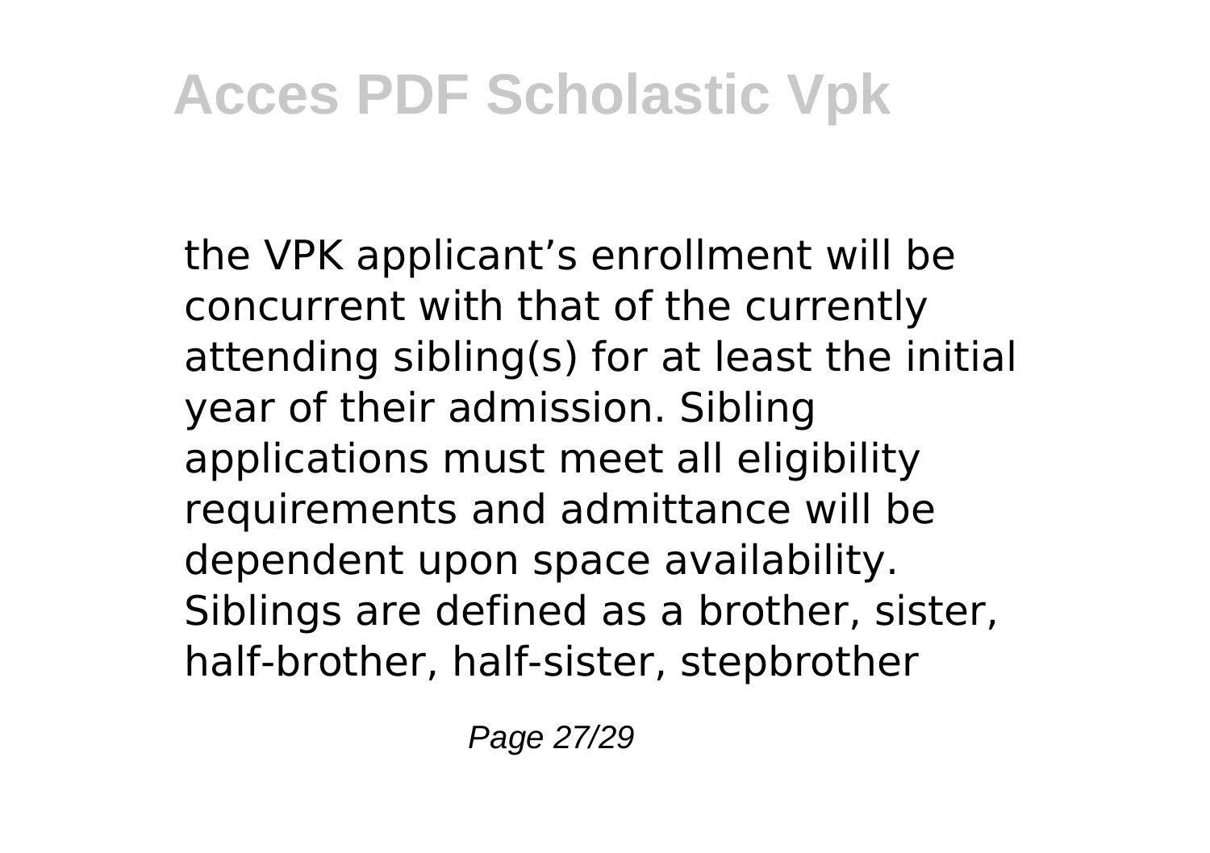the VPK applicant's enrollment will be concurrent with that of the currently attending sibling(s) for at least the initial year of their admission. Sibling applications must meet all eligibility requirements and admittance will be dependent upon space availability. Siblings are defined as a brother, sister, half-brother, half-sister, stepbrother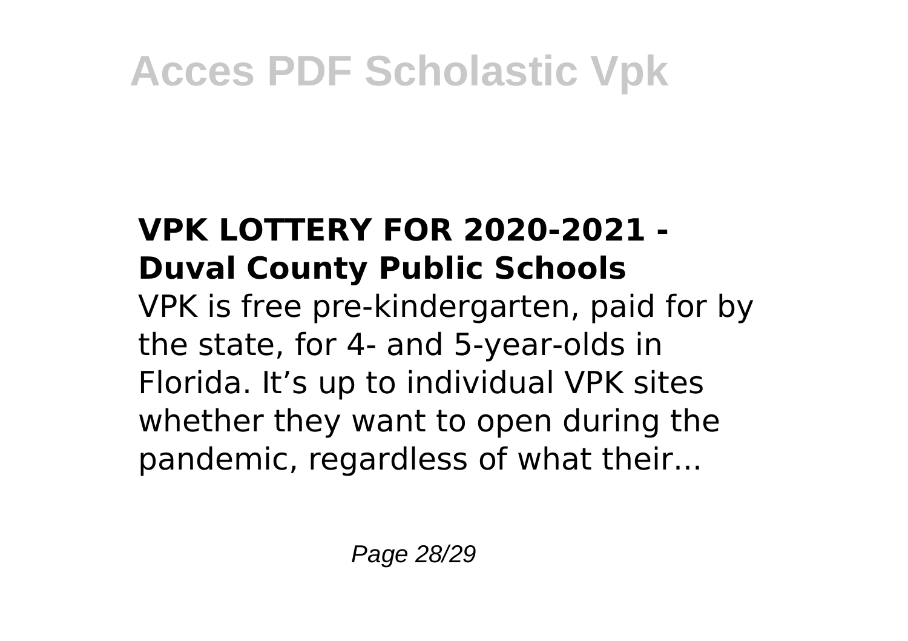### VPK LOTTERY FOR 2020-2021 - Duval County Public Schools

VPK is free pre-kindergarten, paid for by the state, for 4- and 5-year-olds in Florida. It's up to individual VPK sites whether they want to open during the pandemic, regardless of what their...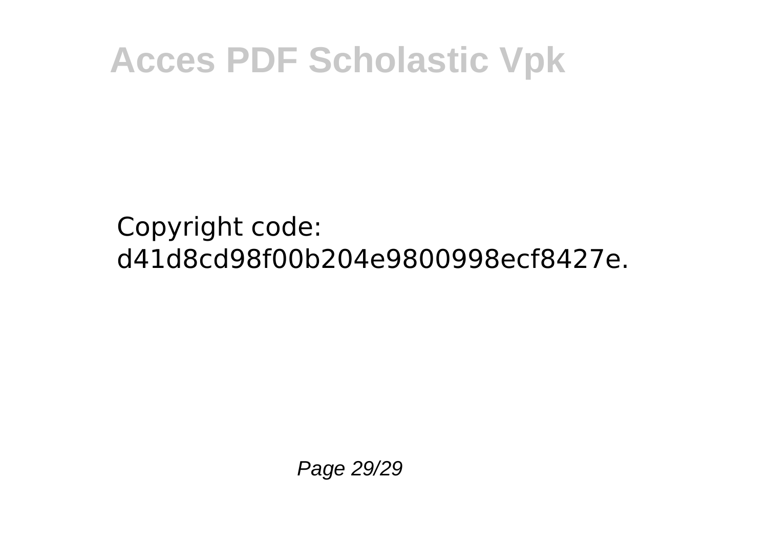Copyright code: d41d8cd98f00b204e9800998ecf8427e.